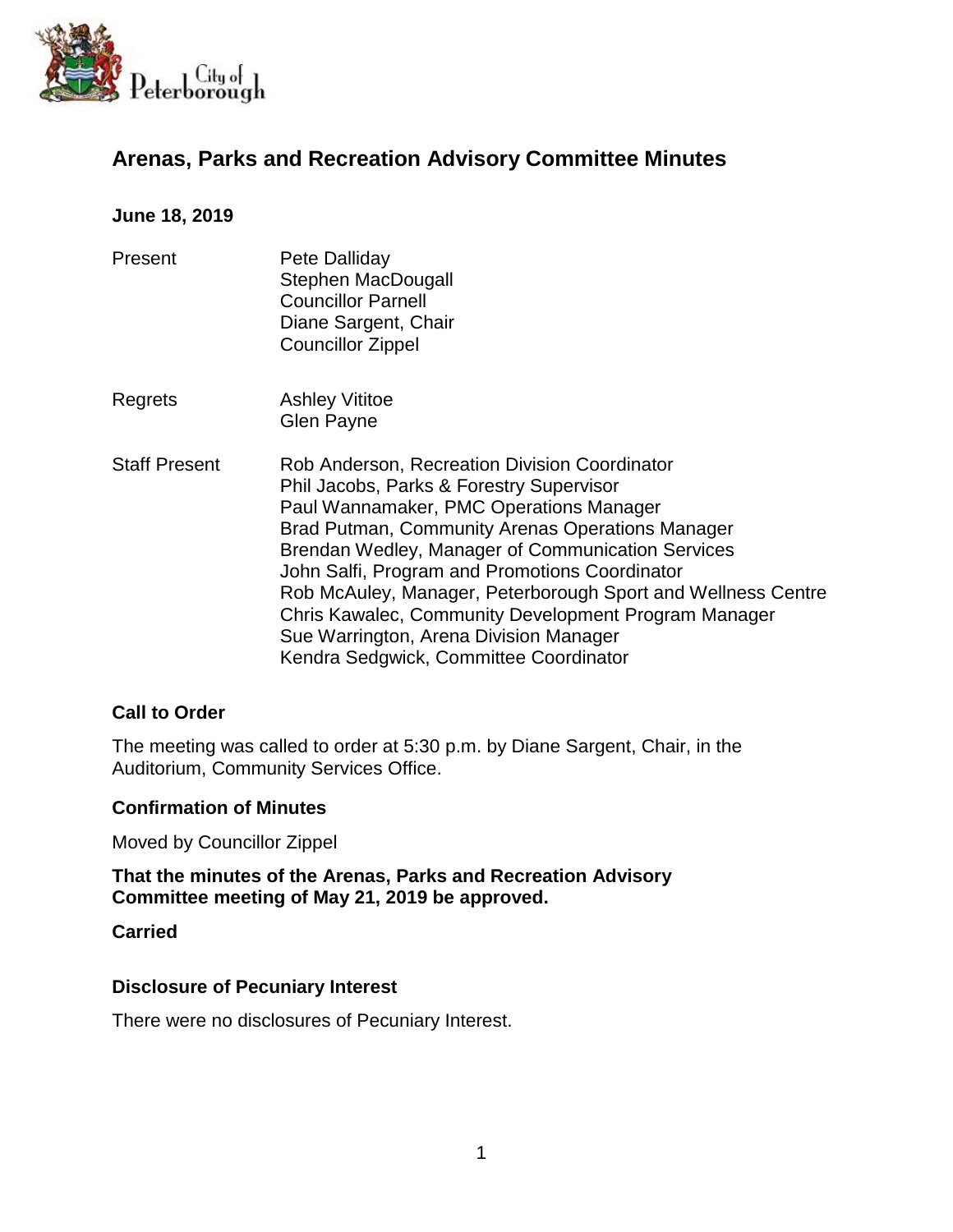City of Peterborough

# Arenas, Parks and Recreation Advisory Committee Minutes

**June 18, 2019**

Present
Pete Dalliday
Stephen MacDougall
Councillor Parnell
Diane Sargent, Chair
Councillor Zippel

Regrets
Ashley Vititoe
Glen Payne

Staff Present
Rob Anderson, Recreation Division Coordinator
Phil Jacobs, Parks & Forestry Supervisor
Paul Wannamaker, PMC Operations Manager
Brad Putman, Community Arenas Operations Manager
Brendan Wedley, Manager of Communication Services
John Salfi, Program and Promotions Coordinator
Rob McAuley, Manager, Peterborough Sport and Wellness Centre
Chris Kawalec, Community Development Program Manager
Sue Warrington, Arena Division Manager
Kendra Sedgwick, Committee Coordinator

### Call to Order

The meeting was called to order at 5:30 p.m. by Diane Sargent, Chair, in the Auditorium, Community Services Office.

### Confirmation of Minutes

Moved by Councillor Zippel

**That the minutes of the Arenas, Parks and Recreation Advisory Committee meeting of May 21, 2019 be approved.**

**Carried**

### Disclosure of Pecuniary Interest

There were no disclosures of Pecuniary Interest.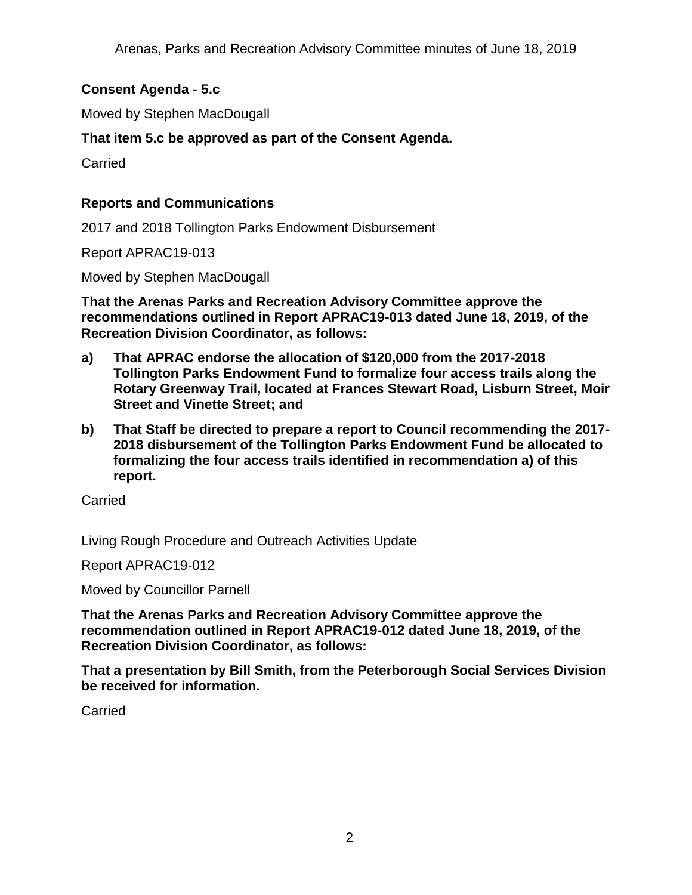### Consent Agenda - 5.c

Moved by Stephen MacDougall

**That item 5.c be approved as part of the Consent Agenda.**

Carried

### Reports and Communications

2017 and 2018 Tollington Parks Endowment Disbursement

Report APRAC19-013

Moved by Stephen MacDougall

**That the Arenas Parks and Recreation Advisory Committee approve the recommendations outlined in Report APRAC19-013 dated June 18, 2019, of the Recreation Division Coordinator, as follows:**

**a) That APRAC endorse the allocation of $120,000 from the 2017-2018 Tollington Parks Endowment Fund to formalize four access trails along the Rotary Greenway Trail, located at Frances Stewart Road, Lisburn Street, Moir Street and Vinette Street; and**

**b) That Staff be directed to prepare a report to Council recommending the 2017-2018 disbursement of the Tollington Parks Endowment Fund be allocated to formalizing the four access trails identified in recommendation a) of this report.**

Carried

Living Rough Procedure and Outreach Activities Update

Report APRAC19-012

Moved by Councillor Parnell

**That the Arenas Parks and Recreation Advisory Committee approve the recommendation outlined in Report APRAC19-012 dated June 18, 2019, of the Recreation Division Coordinator, as follows:**

**That a presentation by Bill Smith, from the Peterborough Social Services Division be received for information.**

Carried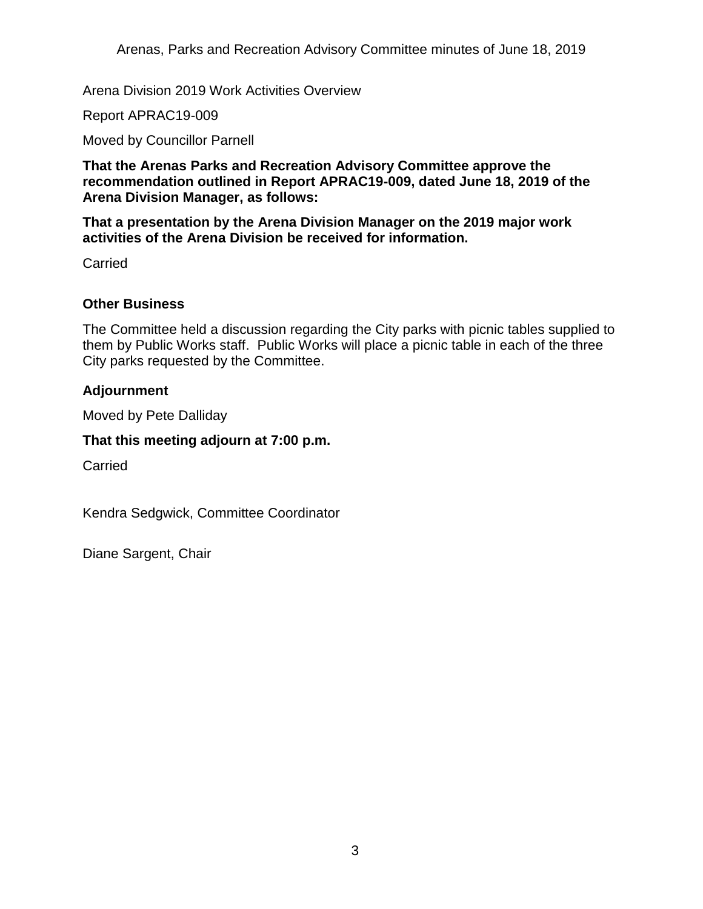Arena Division 2019 Work Activities Overview

Report APRAC19-009

Moved by Councillor Parnell

**That the Arenas Parks and Recreation Advisory Committee approve the recommendation outlined in Report APRAC19-009, dated June 18, 2019 of the Arena Division Manager, as follows:**

**That a presentation by the Arena Division Manager on the 2019 major work activities of the Arena Division be received for information.**

Carried

## Other Business

The Committee held a discussion regarding the City parks with picnic tables supplied to them by Public Works staff. Public Works will place a picnic table in each of the three City parks requested by the Committee.

## Adjournment

Moved by Pete Dalliday

**That this meeting adjourn at 7:00 p.m.**

Carried

Kendra Sedgwick, Committee Coordinator

Diane Sargent, Chair